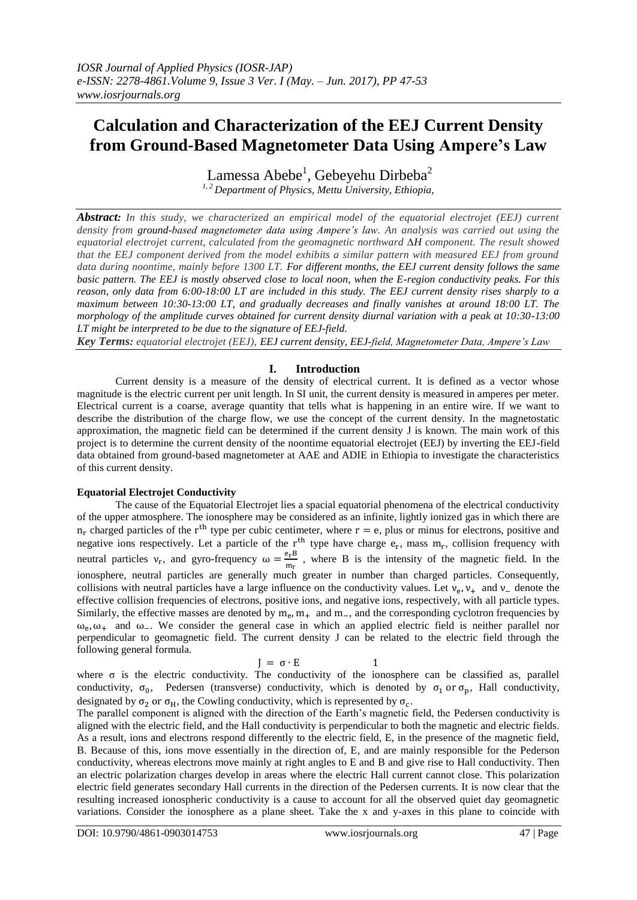# Calculation and Characterization of the EEJ Current Density from Ground-Based Magnetometer Data Using Ampere's Law

Lamessa Abebe[1], Gebeyehu Dirbeba[2]

[1, 2] *Department of Physics, Mettu University, Ethiopia,*

***Abstract:*** *In this study, we characterized an empirical model of the equatorial electrojet (EEJ) current density from ground-based magnetometer data using Ampere's law. An analysis was carried out using the equatorial electrojet current, calculated from the geomagnetic northward $\Delta H$ component. The result showed that the EEJ component derived from the model exhibits a similar pattern with measured EEJ from ground data during noontime, mainly before 1300 LT. For different months, the EEJ current density follows the same basic pattern. The EEJ is mostly observed close to local noon, when the E-region conductivity peaks. For this reason, only data from 6:00-18:00 LT are included in this study. The EEJ current density rises sharply to a maximum between 10:30-13:00 LT, and gradually decreases and finally vanishes at around 18:00 LT. The morphology of the amplitude curves obtained for current density diurnal variation with a peak at 10:30-13:00 LT might be interpreted to be due to the signature of EEJ-field.*

***Key Terms:*** *equatorial electrojet (EEJ), EEJ current density, EEJ-field, Magnetometer Data, Ampere's Law*

## I. Introduction

Current density is a measure of the density of electrical current. It is defined as a vector whose magnitude is the electric current per unit length. In SI unit, the current density is measured in amperes per meter. Electrical current is a coarse, average quantity that tells what is happening in an entire wire. If we want to describe the distribution of the charge flow, we use the concept of the current density. In the magnetostatic approximation, the magnetic field can be determined if the current density J is known. The main work of this project is to determine the current density of the noontime equatorial electrojet (EEJ) by inverting the EEJ-field data obtained from ground-based magnetometer at AAE and ADIE in Ethiopia to investigate the characteristics of this current density.

### Equatorial Electrojet Conductivity

The cause of the Equatorial Electrojet lies a spacial equatorial phenomena of the electrical conductivity of the upper atmosphere. The ionosphere may be considered as an infinite, lightly ionized gas in which there are $n_r$ charged particles of the $r^{th}$ type per cubic centimeter, where $r = e$, plus or minus for electrons, positive and negative ions respectively. Let a particle of the $r^{th}$ type have charge $e_r$, mass $m_r$, collision frequency with neutral particles $\nu_r$, and gyro-frequency $\omega = \frac{e_r B}{m_r}$, where B is the intensity of the magnetic field. In the ionosphere, neutral particles are generally much greater in number than charged particles. Consequently, collisions with neutral particles have a large influence on the conductivity values. Let $\nu_e, \nu_+$ and $\nu_-$ denote the effective collision frequencies of electrons, positive ions, and negative ions, respectively, with all particle types. Similarly, the effective masses are denoted by $m_e, m_+$ and $m_-$, and the corresponding cyclotron frequencies by $\omega_e, \omega_+$ and $\omega_-$. We consider the general case in which an applied electric field is neither parallel nor perpendicular to geomagnetic field. The current density J can be related to the electric field through the following general formula.

$$J = \sigma \cdot E \qquad 1$$

where $\sigma$ is the electric conductivity. The conductivity of the ionosphere can be classified as, parallel conductivity, $\sigma_0$, Pedersen (transverse) conductivity, which is denoted by $\sigma_1$ or $\sigma_p$, Hall conductivity, designated by $\sigma_2$ or $\sigma_H$, the Cowling conductivity, which is represented by $\sigma_c$.

The parallel component is aligned with the direction of the Earth's magnetic field, the Pedersen conductivity is aligned with the electric field, and the Hall conductivity is perpendicular to both the magnetic and electric fields. As a result, ions and electrons respond differently to the electric field, E, in the presence of the magnetic field, B. Because of this, ions move essentially in the direction of, E, and are mainly responsible for the Pederson conductivity, whereas electrons move mainly at right angles to E and B and give rise to Hall conductivity. Then an electric polarization charges develop in areas where the electric Hall current cannot close. This polarization electric field generates secondary Hall currents in the direction of the Pedersen currents. It is now clear that the resulting increased ionospheric conductivity is a cause to account for all the observed quiet day geomagnetic variations. Consider the ionosphere as a plane sheet. Take the x and y-axes in this plane to coincide with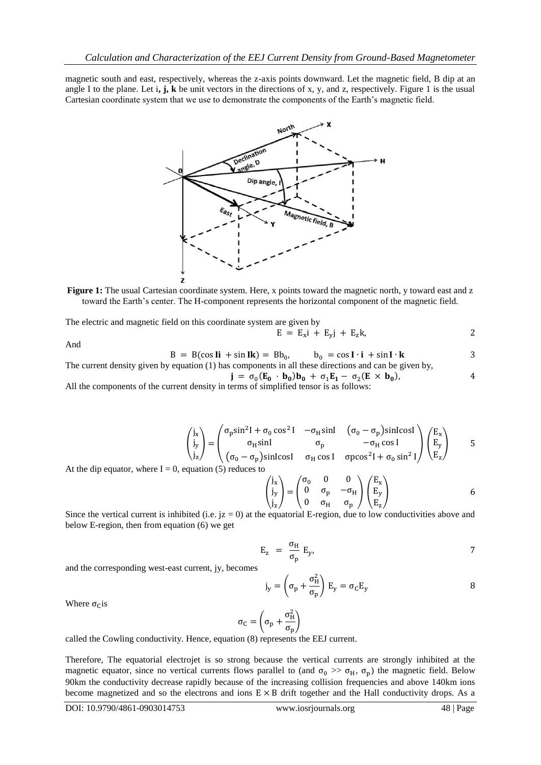magnetic south and east, respectively, whereas the z-axis points downward. Let the magnetic field, B dip at an angle I to the plane. Let **i, j, k** be unit vectors in the directions of x, y, and z, respectively. Figure 1 is the usual Cartesian coordinate system that we use to demonstrate the components of the Earth's magnetic field.

**Figure 1:** The usual Cartesian coordinate system. Here, x points toward the magnetic north, y toward east and z toward the Earth's center. The H-component represents the horizontal component of the magnetic field.

The electric and magnetic field on this coordinate system are given by

$$E = E_x i + E_y j + E_z k, \qquad 2$$

And

$$B = B(\cos \mathbf{I} \mathbf{i} + \sin \mathbf{I} \mathbf{k}) = Bb_0, \qquad b_0 = \cos \mathbf{I} \cdot \mathbf{i} + \sin \mathbf{I} \cdot \mathbf{k} \qquad 3$$

The current density given by equation (1) has components in all these directions and can be given by,

$$\mathbf{j} = \sigma_0 (\mathbf{E_0} \cdot \mathbf{b_0}) \mathbf{b_0} + \sigma_1 \mathbf{E_1} - \sigma_2 (\mathbf{E} \times \mathbf{b_0}), \qquad 4$$

All the components of the current density in terms of simplified tensor is as follows:

$$\begin{pmatrix} j_x \\ j_y \\ j_z \end{pmatrix} = \begin{pmatrix} \sigma_p \sin^2 I + \sigma_0 \cos^2 I & -\sigma_H \sin I & (\sigma_0 - \sigma_p) \sin I \cos I \\ \sigma_H \sin I & \sigma_p & -\sigma_H \cos I \\ (\sigma_0 - \sigma_p) \sin I \cos I & \sigma_H \cos I & \sigma p \cos^2 I + \sigma_0 \sin^2 I \end{pmatrix} \begin{pmatrix} E_x \\ E_y \\ E_z \end{pmatrix} \qquad 5$$

At the dip equator, where I = 0, equation (5) reduces to

$$\begin{pmatrix} j_x \\ j_y \\ j_z \end{pmatrix} = \begin{pmatrix} \sigma_0 & 0 & 0 \\ 0 & \sigma_p & -\sigma_H \\ 0 & \sigma_H & \sigma_p \end{pmatrix} \begin{pmatrix} E_x \\ E_y \\ E_z \end{pmatrix} \qquad 6$$

Since the vertical current is inhibited (i.e. jz = 0) at the equatorial E-region, due to low conductivities above and below E-region, then from equation (6) we get

$$E_z = \frac{\sigma_H}{\sigma_p} E_y, \qquad 7$$

and the corresponding west-east current, jy, becomes

$$j_y = \left( \sigma_p + \frac{\sigma_H^2}{\sigma_p} \right) E_y = \sigma_C E_y \qquad 8$$

Where $\sigma_C$ is

$$\sigma_C = \left( \sigma_p + \frac{\sigma_H^2}{\sigma_p} \right)$$

called the Cowling conductivity. Hence, equation (8) represents the EEJ current.

Therefore, The equatorial electrojet is so strong because the vertical currents are strongly inhibited at the magnetic equator, since no vertical currents flows parallel to (and $\sigma_0 >> \sigma_H$, $\sigma_p$) the magnetic field. Below 90km the conductivity decrease rapidly because of the increasing collision frequencies and above 140km ions become magnetized and so the electrons and ions $E \times B$ drift together and the Hall conductivity drops. As a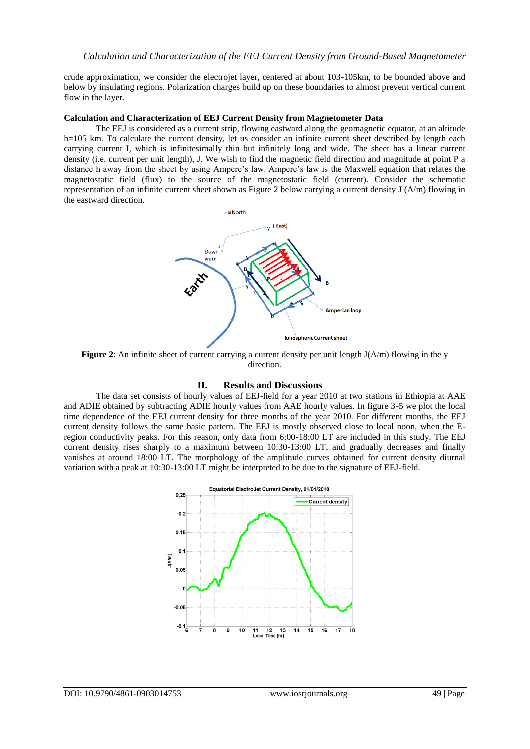crude approximation, we consider the electrojet layer, centered at about 103-105km, to be bounded above and below by insulating regions. Polarization charges build up on these boundaries to almost prevent vertical current flow in the layer.

**Calculation and Characterization of EEJ Current Density from Magnetometer Data**

The EEJ is considered as a current strip, flowing eastward along the geomagnetic equator, at an altitude h=105 km. To calculate the current density, let us consider an infinite current sheet described by length each carrying current I, which is infinitesimally thin but infinitely long and wide. The sheet has a linear current density (i.e. current per unit length), J. We wish to find the magnetic field direction and magnitude at point P a distance h away from the sheet by using Ampere's law. Ampere's law is the Maxwell equation that relates the magnetostatic field (flux) to the source of the magnetostatic field (current). Consider the schematic representation of an infinite current sheet shown as Figure 2 below carrying a current density J (A/m) flowing in the eastward direction.

**Figure 2**: An infinite sheet of current carrying a current density per unit length J(A/m) flowing in the y direction.

## II. Results and Discussions

The data set consists of hourly values of EEJ-field for a year 2010 at two stations in Ethiopia at AAE and ADIE obtained by subtracting ADIE hourly values from AAE hourly values. In figure 3-5 we plot the local time dependence of the EEJ current density for three months of the year 2010. For different months, the EEJ current density follows the same basic pattern. The EEJ is mostly observed close to local noon, when the E-region conductivity peaks. For this reason, only data from 6:00-18:00 LT are included in this study. The EEJ current density rises sharply to a maximum between 10:30-13:00 LT, and gradually decreases and finally vanishes at around 18:00 LT. The morphology of the amplitude curves obtained for current density diurnal variation with a peak at 10:30-13:00 LT might be interpreted to be due to the signature of EEJ-field.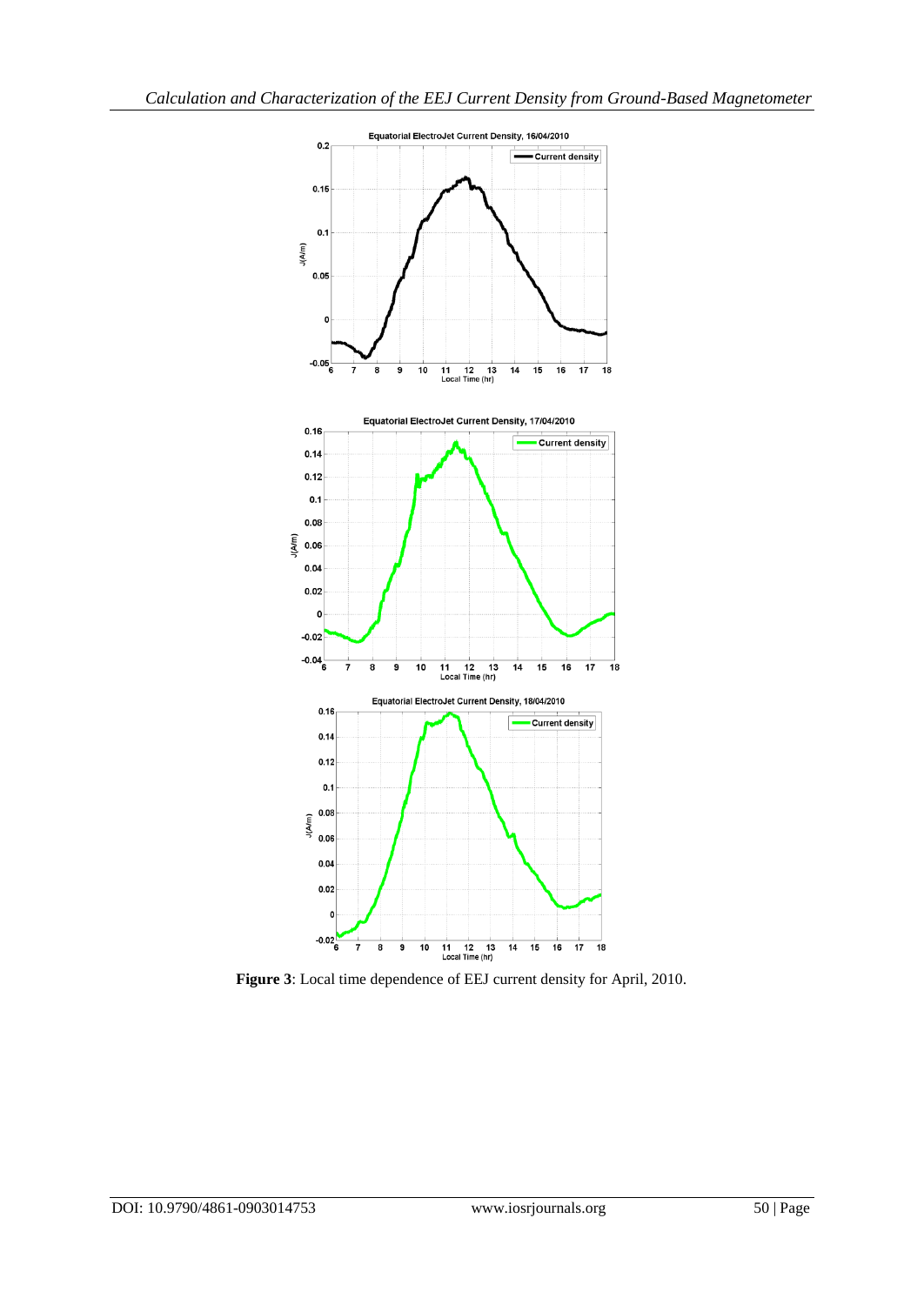**Figure 3**: Local time dependence of EEJ current density for April, 2010.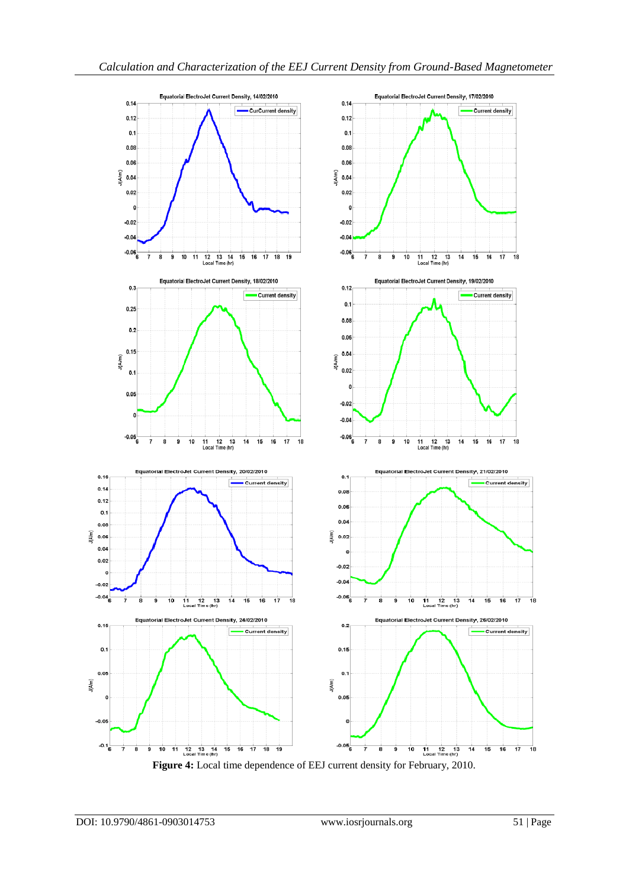**Figure 4:** Local time dependence of EEJ current density for February, 2010.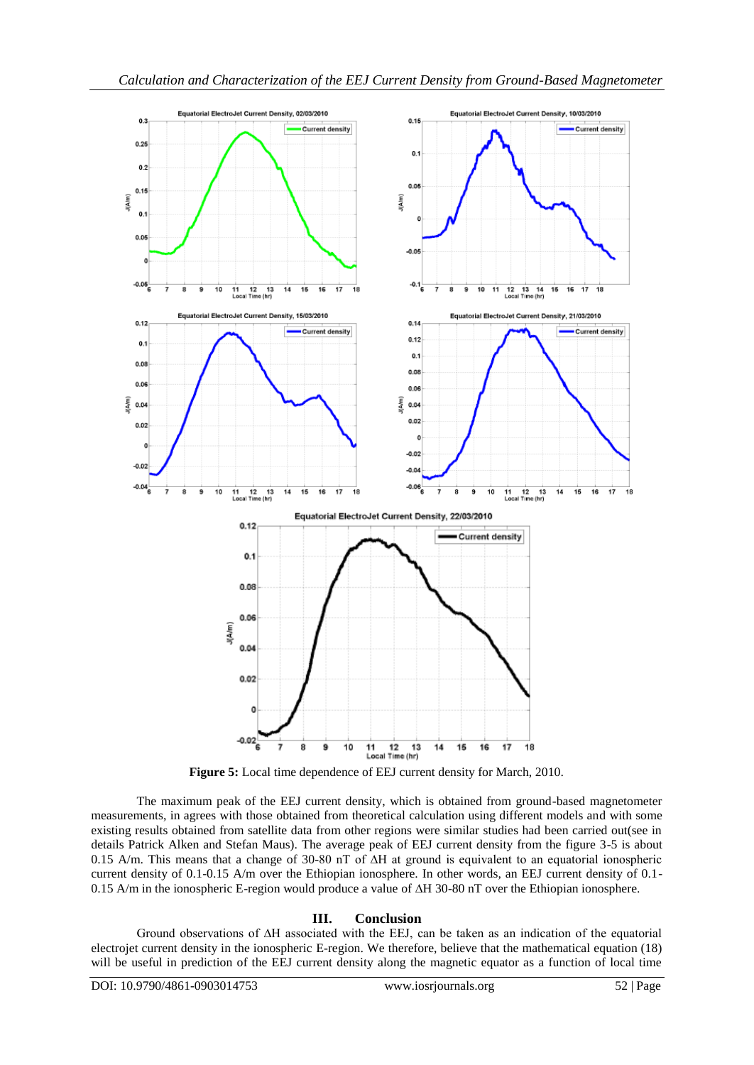**Figure 5:** Local time dependence of EEJ current density for March, 2010.

The maximum peak of the EEJ current density, which is obtained from ground-based magnetometer measurements, in agrees with those obtained from theoretical calculation using different models and with some existing results obtained from satellite data from other regions were similar studies had been carried out(see in details Patrick Alken and Stefan Maus). The average peak of EEJ current density from the figure 3-5 is about 0.15 A/m. This means that a change of 30-80 nT of ΔH at ground is equivalent to an equatorial ionospheric current density of 0.1-0.15 A/m over the Ethiopian ionosphere. In other words, an EEJ current density of 0.1-0.15 A/m in the ionospheric E-region would produce a value of ΔH 30-80 nT over the Ethiopian ionosphere.

## III. Conclusion

Ground observations of ΔH associated with the EEJ, can be taken as an indication of the equatorial electrojet current density in the ionospheric E-region. We therefore, believe that the mathematical equation (18) will be useful in prediction of the EEJ current density along the magnetic equator as a function of local time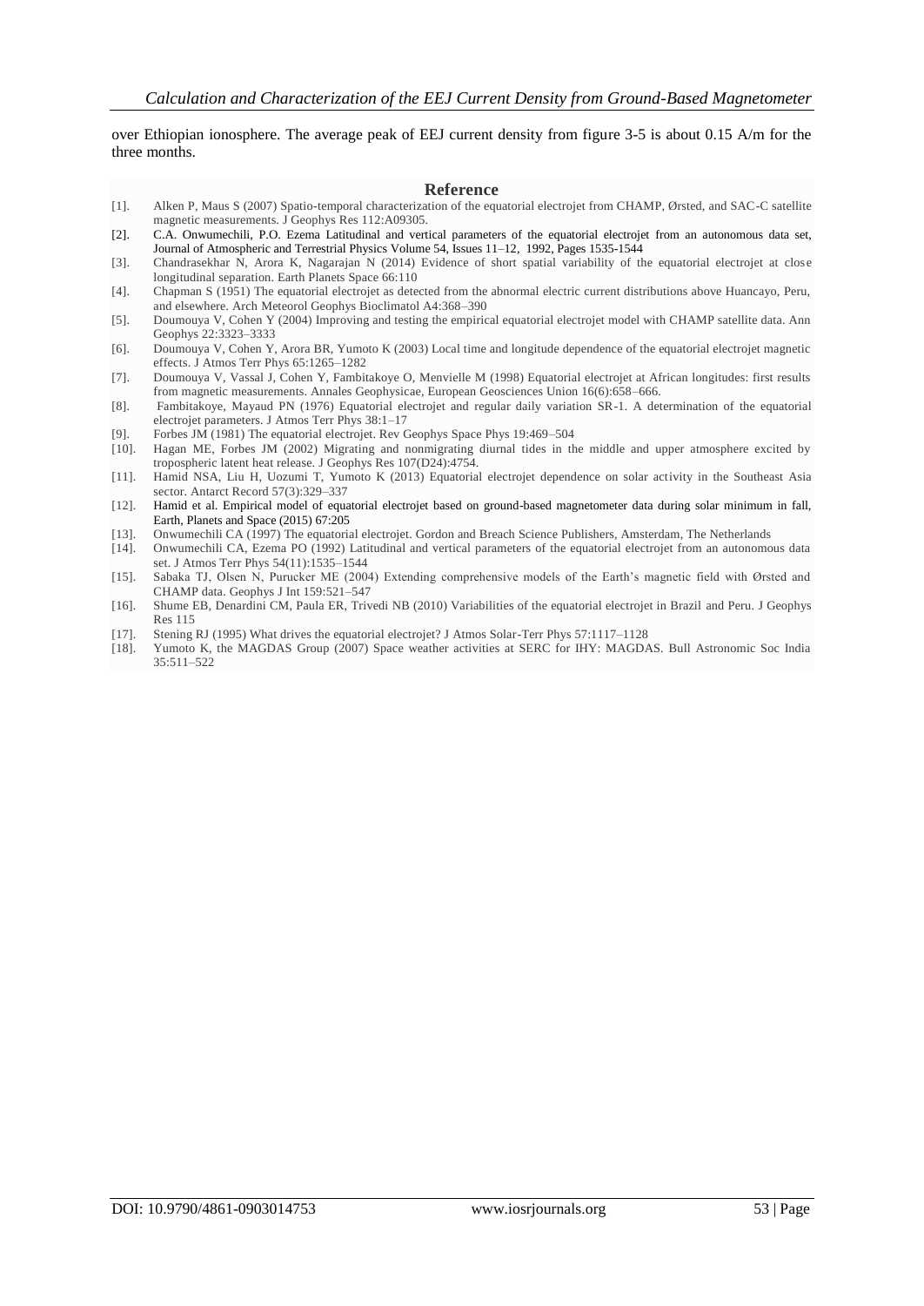over Ethiopian ionosphere. The average peak of EEJ current density from figure 3-5 is about 0.15 A/m for the three months.

## Reference

[1]. Alken P, Maus S (2007) Spatio-temporal characterization of the equatorial electrojet from CHAMP, Ørsted, and SAC-C satellite magnetic measurements. J Geophys Res 112:A09305.

[2]. C.A. Onwumechili, P.O. Ezema Latitudinal and vertical parameters of the equatorial electrojet from an autonomous data set, Journal of Atmospheric and Terrestrial Physics Volume 54, Issues 11–12, 1992, Pages 1535-1544

[3]. Chandrasekhar N, Arora K, Nagarajan N (2014) Evidence of short spatial variability of the equatorial electrojet at close longitudinal separation. Earth Planets Space 66:110

[4]. Chapman S (1951) The equatorial electrojet as detected from the abnormal electric current distributions above Huancayo, Peru, and elsewhere. Arch Meteorol Geophys Bioclimatol A4:368–390

[5]. Doumouya V, Cohen Y (2004) Improving and testing the empirical equatorial electrojet model with CHAMP satellite data. Ann Geophys 22:3323–3333

[6]. Doumouya V, Cohen Y, Arora BR, Yumoto K (2003) Local time and longitude dependence of the equatorial electrojet magnetic effects. J Atmos Terr Phys 65:1265–1282

[7]. Doumouya V, Vassal J, Cohen Y, Fambitakoye O, Menvielle M (1998) Equatorial electrojet at African longitudes: first results from magnetic measurements. Annales Geophysicae, European Geosciences Union 16(6):658–666.

[8]. Fambitakoye, Mayaud PN (1976) Equatorial electrojet and regular daily variation SR-1. A determination of the equatorial electrojet parameters. J Atmos Terr Phys 38:1–17

[9]. Forbes JM (1981) The equatorial electrojet. Rev Geophys Space Phys 19:469–504

[10]. Hagan ME, Forbes JM (2002) Migrating and nonmigrating diurnal tides in the middle and upper atmosphere excited by tropospheric latent heat release. J Geophys Res 107(D24):4754.

[11]. Hamid NSA, Liu H, Uozumi T, Yumoto K (2013) Equatorial electrojet dependence on solar activity in the Southeast Asia sector. Antarct Record 57(3):329–337

[12]. Hamid et al. Empirical model of equatorial electrojet based on ground-based magnetometer data during solar minimum in fall, Earth, Planets and Space (2015) 67:205

[13]. Onwumechili CA (1997) The equatorial electrojet. Gordon and Breach Science Publishers, Amsterdam, The Netherlands

[14]. Onwumechili CA, Ezema PO (1992) Latitudinal and vertical parameters of the equatorial electrojet from an autonomous data set. J Atmos Terr Phys 54(11):1535–1544

[15]. Sabaka TJ, Olsen N, Purucker ME (2004) Extending comprehensive models of the Earth's magnetic field with Ørsted and CHAMP data. Geophys J Int 159:521–547

[16]. Shume EB, Denardini CM, Paula ER, Trivedi NB (2010) Variabilities of the equatorial electrojet in Brazil and Peru. J Geophys Res 115

[17]. Stening RJ (1995) What drives the equatorial electrojet? J Atmos Solar-Terr Phys 57:1117–1128

[18]. Yumoto K, the MAGDAS Group (2007) Space weather activities at SERC for IHY: MAGDAS. Bull Astronomic Soc India 35:511–522